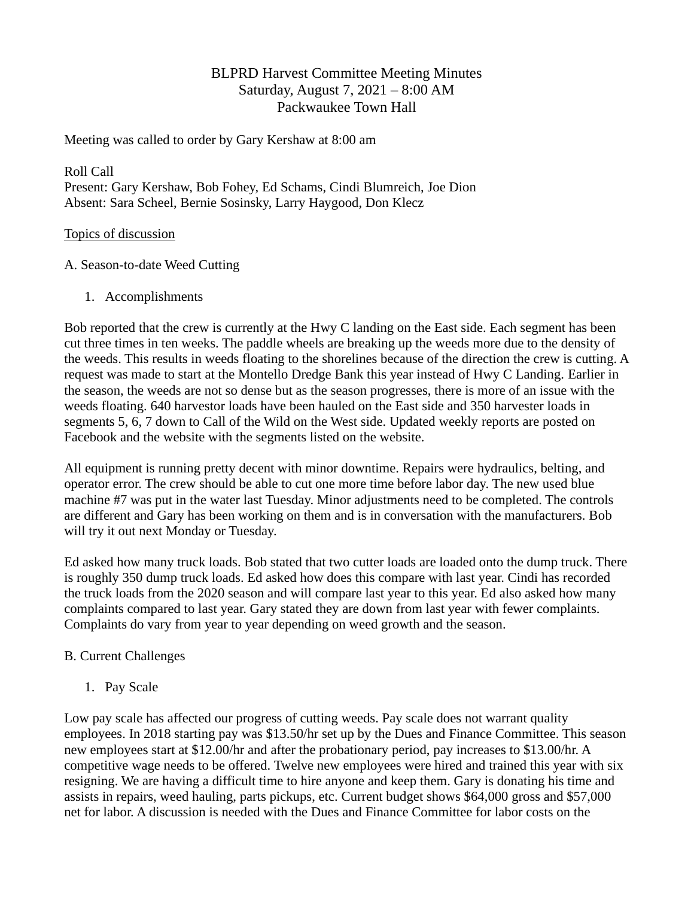# BLPRD Harvest Committee Meeting Minutes

Saturday, August 7, 2021 – 8:00 AM

Packwaukee Town Hall

Meeting was called to order by Gary Kershaw at 8:00 am

Roll Call

Present: Gary Kershaw, Bob Fohey, Ed Schams, Cindi Blumreich, Joe Dion

Absent: Sara Scheel, Bernie Sosinsky, Larry Haygood, Don Klecz

Topics of discussion

A. Season-to-date Weed Cutting

1. Accomplishments

Bob reported that the crew is currently at the Hwy C landing on the East side. Each segment has been cut three times in ten weeks. The paddle wheels are breaking up the weeds more due to the density of the weeds. This results in weeds floating to the shorelines because of the direction the crew is cutting. A request was made to start at the Montello Dredge Bank this year instead of Hwy C Landing. Earlier in the season, the weeds are not so dense but as the season progresses, there is more of an issue with the weeds floating. 640 harvestor loads have been hauled on the East side and 350 harvester loads in segments 5, 6, 7 down to Call of the Wild on the West side. Updated weekly reports are posted on Facebook and the website with the segments listed on the website.

All equipment is running pretty decent with minor downtime. Repairs were hydraulics, belting, and operator error. The crew should be able to cut one more time before labor day. The new used blue machine #7 was put in the water last Tuesday. Minor adjustments need to be completed. The controls are different and Gary has been working on them and is in conversation with the manufacturers. Bob will try it out next Monday or Tuesday.

Ed asked how many truck loads. Bob stated that two cutter loads are loaded onto the dump truck. There is roughly 350 dump truck loads. Ed asked how does this compare with last year. Cindi has recorded the truck loads from the 2020 season and will compare last year to this year. Ed also asked how many complaints compared to last year. Gary stated they are down from last year with fewer complaints. Complaints do vary from year to year depending on weed growth and the season.

B. Current Challenges

1. Pay Scale

Low pay scale has affected our progress of cutting weeds. Pay scale does not warrant quality employees. In 2018 starting pay was $13.50/hr set up by the Dues and Finance Committee. This season new employees start at $12.00/hr and after the probationary period, pay increases to $13.00/hr. A competitive wage needs to be offered. Twelve new employees were hired and trained this year with six resigning. We are having a difficult time to hire anyone and keep them. Gary is donating his time and assists in repairs, weed hauling, parts pickups, etc. Current budget shows $64,000 gross and $57,000 net for labor. A discussion is needed with the Dues and Finance Committee for labor costs on the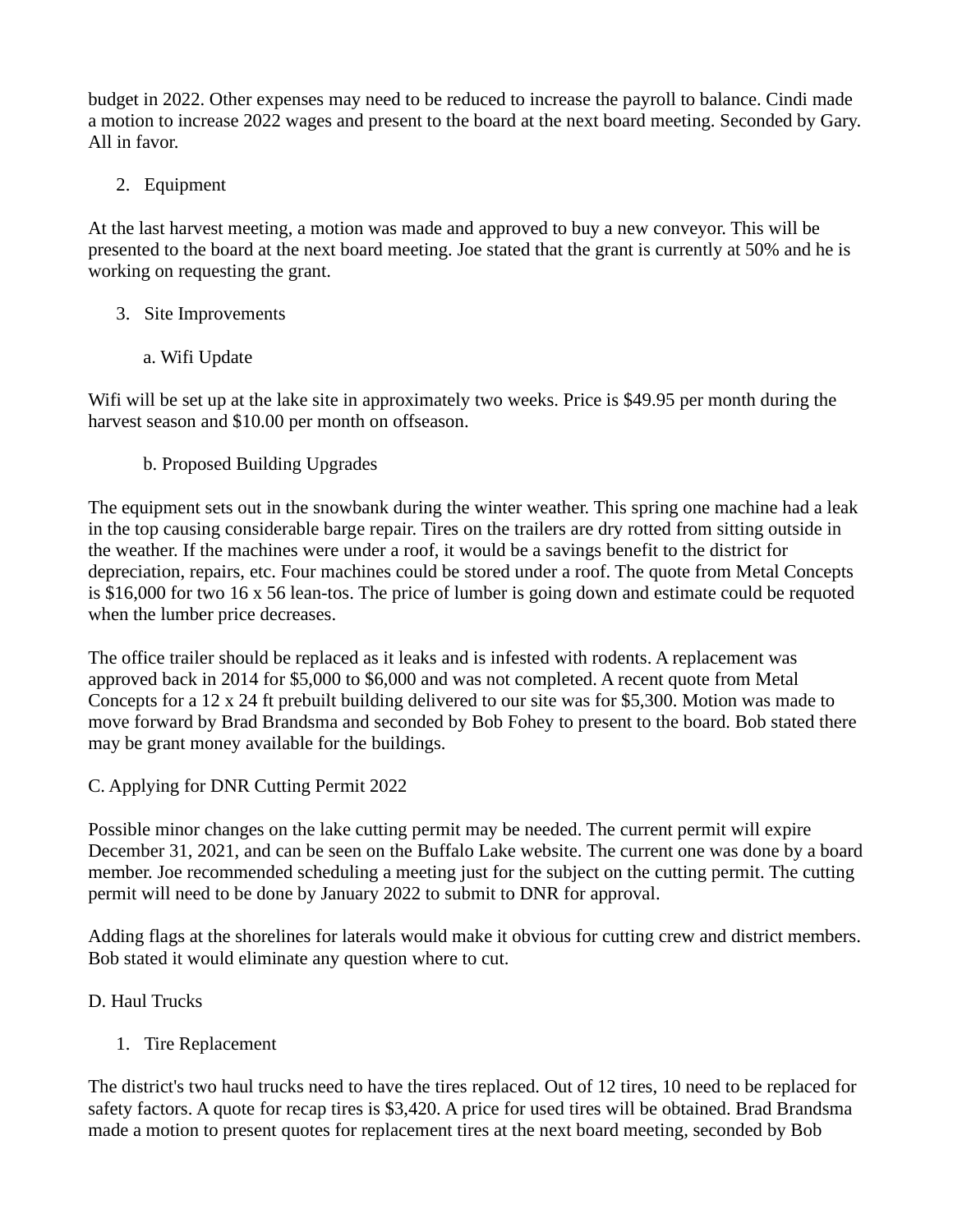budget in 2022. Other expenses may need to be reduced to increase the payroll to balance. Cindi made a motion to increase 2022 wages and present to the board at the next board meeting. Seconded by Gary. All in favor.

2. Equipment

At the last harvest meeting, a motion was made and approved to buy a new conveyor. This will be presented to the board at the next board meeting. Joe stated that the grant is currently at 50% and he is working on requesting the grant.

3. Site Improvements

a. Wifi Update

Wifi will be set up at the lake site in approximately two weeks. Price is $49.95 per month during the harvest season and $10.00 per month on offseason.

b. Proposed Building Upgrades

The equipment sets out in the snowbank during the winter weather. This spring one machine had a leak in the top causing considerable barge repair. Tires on the trailers are dry rotted from sitting outside in the weather. If the machines were under a roof, it would be a savings benefit to the district for depreciation, repairs, etc. Four machines could be stored under a roof. The quote from Metal Concepts is $16,000 for two 16 x 56 lean-tos. The price of lumber is going down and estimate could be requoted when the lumber price decreases.

The office trailer should be replaced as it leaks and is infested with rodents. A replacement was approved back in 2014 for $5,000 to $6,000 and was not completed. A recent quote from Metal Concepts for a 12 x 24 ft prebuilt building delivered to our site was for $5,300. Motion was made to move forward by Brad Brandsma and seconded by Bob Fohey to present to the board. Bob stated there may be grant money available for the buildings.

C. Applying for DNR Cutting Permit 2022

Possible minor changes on the lake cutting permit may be needed. The current permit will expire December 31, 2021, and can be seen on the Buffalo Lake website. The current one was done by a board member. Joe recommended scheduling a meeting just for the subject on the cutting permit. The cutting permit will need to be done by January 2022 to submit to DNR for approval.

Adding flags at the shorelines for laterals would make it obvious for cutting crew and district members. Bob stated it would eliminate any question where to cut.

D. Haul Trucks

1. Tire Replacement

The district's two haul trucks need to have the tires replaced. Out of 12 tires, 10 need to be replaced for safety factors. A quote for recap tires is $3,420. A price for used tires will be obtained. Brad Brandsma made a motion to present quotes for replacement tires at the next board meeting, seconded by Bob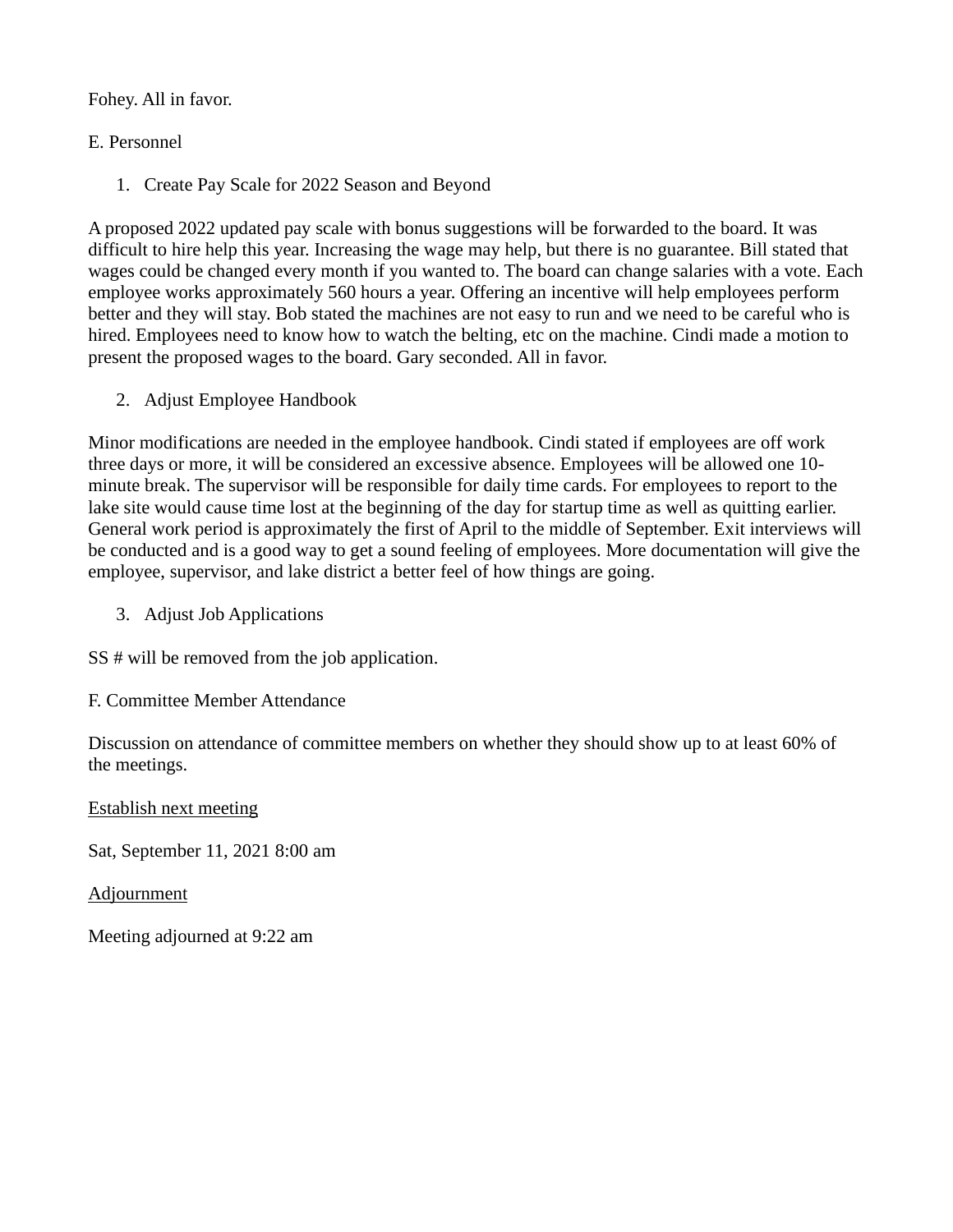Fohey. All in favor.

E. Personnel

1. Create Pay Scale for 2022 Season and Beyond

A proposed 2022 updated pay scale with bonus suggestions will be forwarded to the board. It was difficult to hire help this year. Increasing the wage may help, but there is no guarantee. Bill stated that wages could be changed every month if you wanted to. The board can change salaries with a vote. Each employee works approximately 560 hours a year. Offering an incentive will help employees perform better and they will stay. Bob stated the machines are not easy to run and we need to be careful who is hired. Employees need to know how to watch the belting, etc on the machine. Cindi made a motion to present the proposed wages to the board. Gary seconded. All in favor.

2. Adjust Employee Handbook

Minor modifications are needed in the employee handbook. Cindi stated if employees are off work three days or more, it will be considered an excessive absence. Employees will be allowed one 10-minute break. The supervisor will be responsible for daily time cards. For employees to report to the lake site would cause time lost at the beginning of the day for startup time as well as quitting earlier. General work period is approximately the first of April to the middle of September. Exit interviews will be conducted and is a good way to get a sound feeling of employees. More documentation will give the employee, supervisor, and lake district a better feel of how things are going.

3. Adjust Job Applications

SS # will be removed from the job application.

F. Committee Member Attendance

Discussion on attendance of committee members on whether they should show up to at least 60% of the meetings.

<u>Establish next meeting</u>

Sat, September 11, 2021 8:00 am

<u>Adjournment</u>

Meeting adjourned at 9:22 am